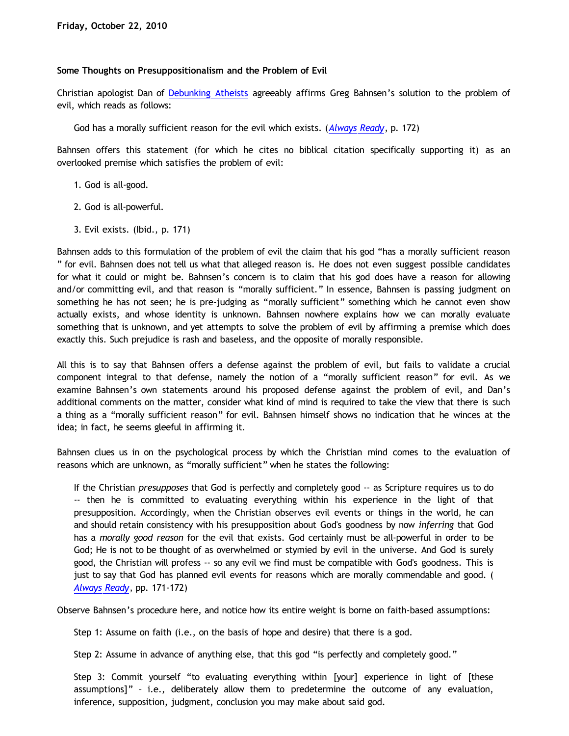**Friday, October 22, 2010**

**Some Thoughts on Presuppositionalism and the Problem of Evil**

Christian apologist Dan of Debunking Atheists agreeably affirms Greg Bahnsen's solution to the problem of evil, which reads as follows:

> God has a morally sufficient reason for the evil which exists. (*Always Ready*, p. 172)

Bahnsen offers this statement (for which he cites no biblical citation specifically supporting it) as an overlooked premise which satisfies the problem of evil:

> 1. God is all-good.
>
> 2. God is all-powerful.
>
> 3. Evil exists. (Ibid., p. 171)

Bahnsen adds to this formulation of the problem of evil the claim that his god "has a morally sufficient reason " for evil. Bahnsen does not tell us what that alleged reason is. He does not even suggest possible candidates for what it could or might be. Bahnsen's concern is to claim that his god does have a reason for allowing and/or committing evil, and that reason is "morally sufficient." In essence, Bahnsen is passing judgment on something he has not seen; he is pre-judging as "morally sufficient" something which he cannot even show actually exists, and whose identity is unknown. Bahnsen nowhere explains how we can morally evaluate something that is unknown, and yet attempts to solve the problem of evil by affirming a premise which does exactly this. Such prejudice is rash and baseless, and the opposite of morally responsible.

All this is to say that Bahnsen offers a defense against the problem of evil, but fails to validate a crucial component integral to that defense, namely the notion of a "morally sufficient reason" for evil. As we examine Bahnsen's own statements around his proposed defense against the problem of evil, and Dan's additional comments on the matter, consider what kind of mind is required to take the view that there is such a thing as a "morally sufficient reason" for evil. Bahnsen himself shows no indication that he winces at the idea; in fact, he seems gleeful in affirming it.

Bahnsen clues us in on the psychological process by which the Christian mind comes to the evaluation of reasons which are unknown, as "morally sufficient" when he states the following:

> If the Christian *presupposes* that God is perfectly and completely good -- as Scripture requires us to do -- then he is committed to evaluating everything within his experience in the light of that presupposition. Accordingly, when the Christian observes evil events or things in the world, he can and should retain consistency with his presupposition about God's goodness by now *inferring* that God has a *morally good reason* for the evil that exists. God certainly must be all-powerful in order to be God; He is not to be thought of as overwhelmed or stymied by evil in the universe. And God is surely good, the Christian will profess -- so any evil we find must be compatible with God's goodness. This is just to say that God has planned evil events for reasons which are morally commendable and good. (*Always Ready*, pp. 171-172)

Observe Bahnsen's procedure here, and notice how its entire weight is borne on faith-based assumptions:

> Step 1: Assume on faith (i.e., on the basis of hope and desire) that there is a god.
>
> Step 2: Assume in advance of anything else, that this god "is perfectly and completely good."
>
> Step 3: Commit yourself "to evaluating everything within [your] experience in light of [these assumptions]" – i.e., deliberately allow them to predetermine the outcome of any evaluation, inference, supposition, judgment, conclusion you may make about said god.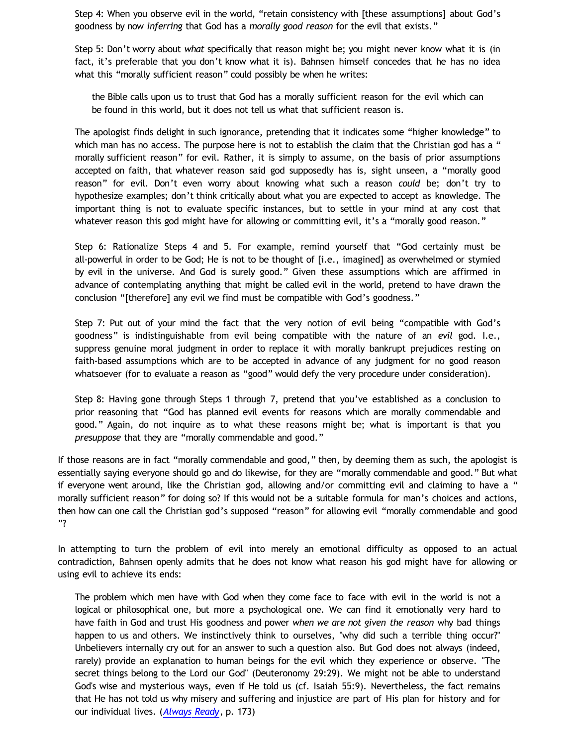> Step 4: When you observe evil in the world, "retain consistency with [these assumptions] about God's goodness by now *inferring* that God has a *morally good reason* for the evil that exists."
>
> Step 5: Don't worry about *what* specifically that reason might be; you might never know what it is (in fact, it's preferable that you don't know what it is). Bahnsen himself concedes that he has no idea what this "morally sufficient reason" could possibly be when he writes:
>
> > the Bible calls upon us to trust that God has a morally sufficient reason for the evil which can be found in this world, but it does not tell us what that sufficient reason is.
>
> The apologist finds delight in such ignorance, pretending that it indicates some "higher knowledge" to which man has no access. The purpose here is not to establish the claim that the Christian god has a "morally sufficient reason" for evil. Rather, it is simply to assume, on the basis of prior assumptions accepted on faith, that whatever reason said god supposedly has is, sight unseen, a "morally good reason" for evil. Don't even worry about knowing what such a reason *could* be; don't try to hypothesize examples; don't think critically about what you are expected to accept as knowledge. The important thing is not to evaluate specific instances, but to settle in your mind at any cost that whatever reason this god might have for allowing or committing evil, it's a "morally good reason."
>
> Step 6: Rationalize Steps 4 and 5. For example, remind yourself that "God certainly must be all-powerful in order to be God; He is not to be thought of [i.e., imagined] as overwhelmed or stymied by evil in the universe. And God is surely good." Given these assumptions which are affirmed in advance of contemplating anything that might be called evil in the world, pretend to have drawn the conclusion "[therefore] any evil we find must be compatible with God's goodness."
>
> Step 7: Put out of your mind the fact that the very notion of evil being "compatible with God's goodness" is indistinguishable from evil being compatible with the nature of an *evil* god. I.e., suppress genuine moral judgment in order to replace it with morally bankrupt prejudices resting on faith-based assumptions which are to be accepted in advance of any judgment for no good reason whatsoever (for to evaluate a reason as "good" would defy the very procedure under consideration).
>
> Step 8: Having gone through Steps 1 through 7, pretend that you've established as a conclusion to prior reasoning that "God has planned evil events for reasons which are morally commendable and good." Again, do not inquire as to what these reasons might be; what is important is that you *presuppose* that they are "morally commendable and good."

If those reasons are in fact "morally commendable and good," then, by deeming them as such, the apologist is essentially saying everyone should go and do likewise, for they are "morally commendable and good." But what if everyone went around, like the Christian god, allowing and/or committing evil and claiming to have a "morally sufficient reason" for doing so? If this would not be a suitable formula for man's choices and actions, then how can one call the Christian god's supposed "reason" for allowing evil "morally commendable and good"?

In attempting to turn the problem of evil into merely an emotional difficulty as opposed to an actual contradiction, Bahnsen openly admits that he does not know what reason his god might have for allowing or using evil to achieve its ends:

> The problem which men have with God when they come face to face with evil in the world is not a logical or philosophical one, but more a psychological one. We can find it emotionally very hard to have faith in God and trust His goodness and power *when we are not given the reason* why bad things happen to us and others. We instinctively think to ourselves, "why did such a terrible thing occur?" Unbelievers internally cry out for an answer to such a question also. But God does not always (indeed, rarely) provide an explanation to human beings for the evil which they experience or observe. "The secret things belong to the Lord our God" (Deuteronomy 29:29). We might not be able to understand God's wise and mysterious ways, even if He told us (cf. Isaiah 55:9). Nevertheless, the fact remains that He has not told us why misery and suffering and injustice are part of His plan for history and for our individual lives. (*Always Ready*, p. 173)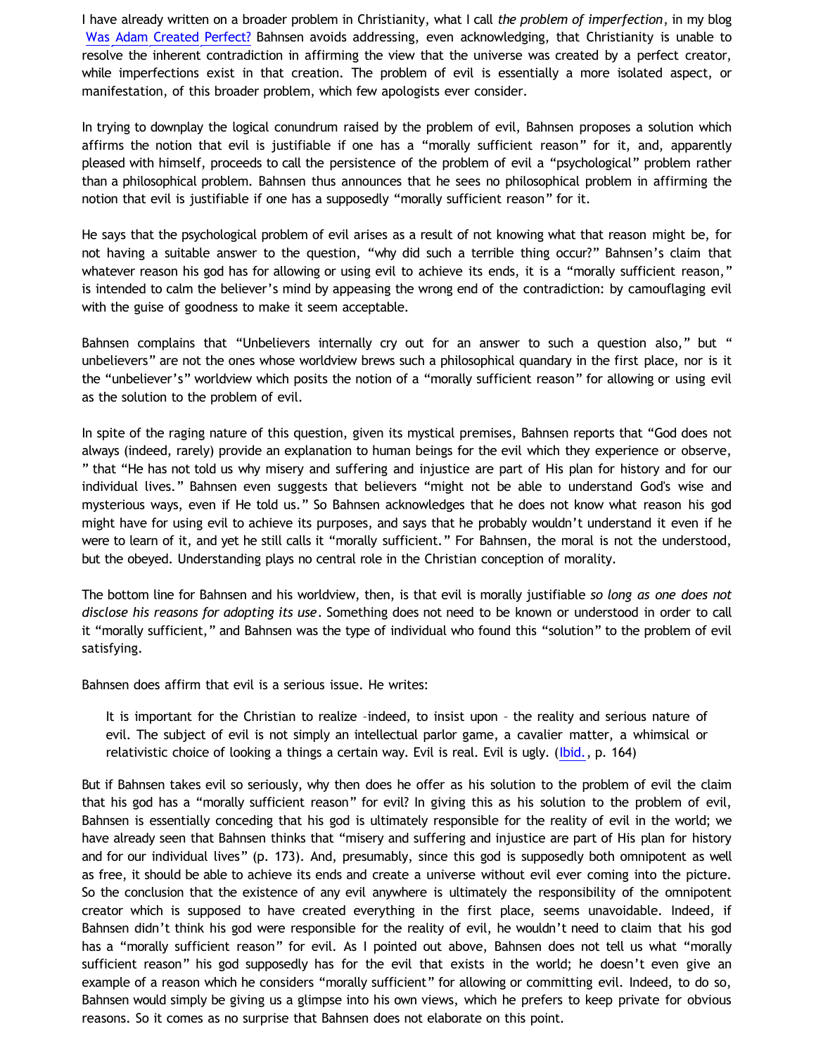I have already written on a broader problem in Christianity, what I call *the problem of imperfection*, in my blog Was Adam Created Perfect? Bahnsen avoids addressing, even acknowledging, that Christianity is unable to resolve the inherent contradiction in affirming the view that the universe was created by a perfect creator, while imperfections exist in that creation. The problem of evil is essentially a more isolated aspect, or manifestation, of this broader problem, which few apologists ever consider.

In trying to downplay the logical conundrum raised by the problem of evil, Bahnsen proposes a solution which affirms the notion that evil is justifiable if one has a "morally sufficient reason" for it, and, apparently pleased with himself, proceeds to call the persistence of the problem of evil a "psychological" problem rather than a philosophical problem. Bahnsen thus announces that he sees no philosophical problem in affirming the notion that evil is justifiable if one has a supposedly "morally sufficient reason" for it.

He says that the psychological problem of evil arises as a result of not knowing what that reason might be, for not having a suitable answer to the question, "why did such a terrible thing occur?" Bahnsen's claim that whatever reason his god has for allowing or using evil to achieve its ends, it is a "morally sufficient reason," is intended to calm the believer's mind by appeasing the wrong end of the contradiction: by camouflaging evil with the guise of goodness to make it seem acceptable.

Bahnsen complains that "Unbelievers internally cry out for an answer to such a question also," but " unbelievers" are not the ones whose worldview brews such a philosophical quandary in the first place, nor is it the "unbeliever's" worldview which posits the notion of a "morally sufficient reason" for allowing or using evil as the solution to the problem of evil.

In spite of the raging nature of this question, given its mystical premises, Bahnsen reports that "God does not always (indeed, rarely) provide an explanation to human beings for the evil which they experience or observe, " that "He has not told us why misery and suffering and injustice are part of His plan for history and for our individual lives." Bahnsen even suggests that believers "might not be able to understand God's wise and mysterious ways, even if He told us." So Bahnsen acknowledges that he does not know what reason his god might have for using evil to achieve its purposes, and says that he probably wouldn't understand it even if he were to learn of it, and yet he still calls it "morally sufficient." For Bahnsen, the moral is not the understood, but the obeyed. Understanding plays no central role in the Christian conception of morality.

The bottom line for Bahnsen and his worldview, then, is that evil is morally justifiable *so long as one does not disclose his reasons for adopting its use*. Something does not need to be known or understood in order to call it "morally sufficient," and Bahnsen was the type of individual who found this "solution" to the problem of evil satisfying.

Bahnsen does affirm that evil is a serious issue. He writes:

> It is important for the Christian to realize –indeed, to insist upon – the reality and serious nature of evil. The subject of evil is not simply an intellectual parlor game, a cavalier matter, a whimsical or relativistic choice of looking a things a certain way. Evil is real. Evil is ugly. (Ibid., p. 164)

But if Bahnsen takes evil so seriously, why then does he offer as his solution to the problem of evil the claim that his god has a "morally sufficient reason" for evil? In giving this as his solution to the problem of evil, Bahnsen is essentially conceding that his god is ultimately responsible for the reality of evil in the world; we have already seen that Bahnsen thinks that "misery and suffering and injustice are part of His plan for history and for our individual lives" (p. 173). And, presumably, since this god is supposedly both omnipotent as well as free, it should be able to achieve its ends and create a universe without evil ever coming into the picture. So the conclusion that the existence of any evil anywhere is ultimately the responsibility of the omnipotent creator which is supposed to have created everything in the first place, seems unavoidable. Indeed, if Bahnsen didn't think his god were responsible for the reality of evil, he wouldn't need to claim that his god has a "morally sufficient reason" for evil. As I pointed out above, Bahnsen does not tell us what "morally sufficient reason" his god supposedly has for the evil that exists in the world; he doesn't even give an example of a reason which he considers "morally sufficient" for allowing or committing evil. Indeed, to do so, Bahnsen would simply be giving us a glimpse into his own views, which he prefers to keep private for obvious reasons. So it comes as no surprise that Bahnsen does not elaborate on this point.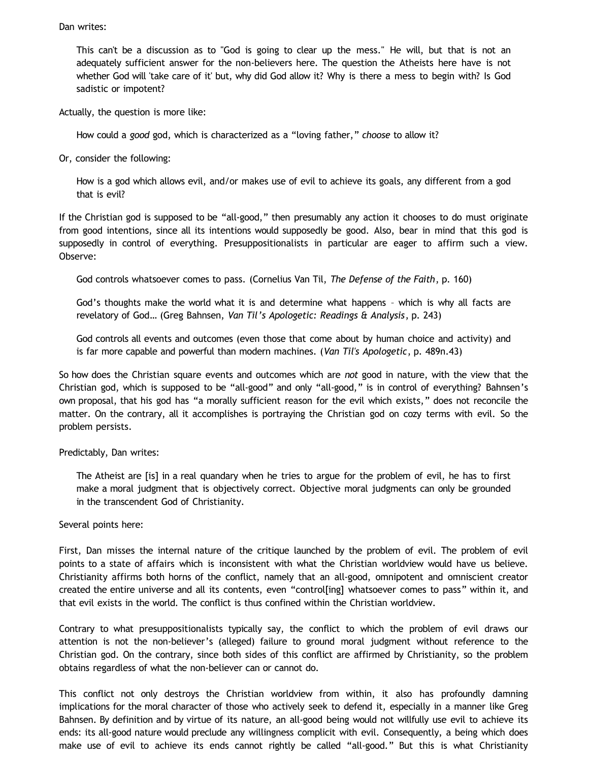Dan writes:

> This can't be a discussion as to "God is going to clear up the mess." He will, but that is not an adequately sufficient answer for the non-believers here. The question the Atheists here have is not whether God will 'take care of it' but, why did God allow it? Why is there a mess to begin with? Is God sadistic or impotent?

Actually, the question is more like:

> How could a *good* god, which is characterized as a "loving father," *choose* to allow it?

Or, consider the following:

> How is a god which allows evil, and/or makes use of evil to achieve its goals, any different from a god that is evil?

If the Christian god is supposed to be "all-good," then presumably any action it chooses to do must originate from good intentions, since all its intentions would supposedly be good. Also, bear in mind that this god is supposedly in control of everything. Presuppositionalists in particular are eager to affirm such a view. Observe:

> God controls whatsoever comes to pass. (Cornelius Van Til, *The Defense of the Faith*, p. 160)

> God's thoughts make the world what it is and determine what happens – which is why all facts are revelatory of God… (Greg Bahnsen, *Van Til's Apologetic: Readings & Analysis*, p. 243)

> God controls all events and outcomes (even those that come about by human choice and activity) and is far more capable and powerful than modern machines. (*Van Til's Apologetic*, p. 489n.43)

So how does the Christian square events and outcomes which are *not* good in nature, with the view that the Christian god, which is supposed to be "all-good" and only "all-good," is in control of everything? Bahnsen's own proposal, that his god has "a morally sufficient reason for the evil which exists," does not reconcile the matter. On the contrary, all it accomplishes is portraying the Christian god on cozy terms with evil. So the problem persists.

Predictably, Dan writes:

> The Atheist are [is] in a real quandary when he tries to argue for the problem of evil, he has to first make a moral judgment that is objectively correct. Objective moral judgments can only be grounded in the transcendent God of Christianity.

Several points here:

First, Dan misses the internal nature of the critique launched by the problem of evil. The problem of evil points to a state of affairs which is inconsistent with what the Christian worldview would have us believe. Christianity affirms both horns of the conflict, namely that an all-good, omnipotent and omniscient creator created the entire universe and all its contents, even "control[ing] whatsoever comes to pass" within it, and that evil exists in the world. The conflict is thus confined within the Christian worldview.

Contrary to what presuppositionalists typically say, the conflict to which the problem of evil draws our attention is not the non-believer's (alleged) failure to ground moral judgment without reference to the Christian god. On the contrary, since both sides of this conflict are affirmed by Christianity, so the problem obtains regardless of what the non-believer can or cannot do.

This conflict not only destroys the Christian worldview from within, it also has profoundly damning implications for the moral character of those who actively seek to defend it, especially in a manner like Greg Bahnsen. By definition and by virtue of its nature, an all-good being would not willfully use evil to achieve its ends: its all-good nature would preclude any willingness complicit with evil. Consequently, a being which does make use of evil to achieve its ends cannot rightly be called "all-good." But this is what Christianity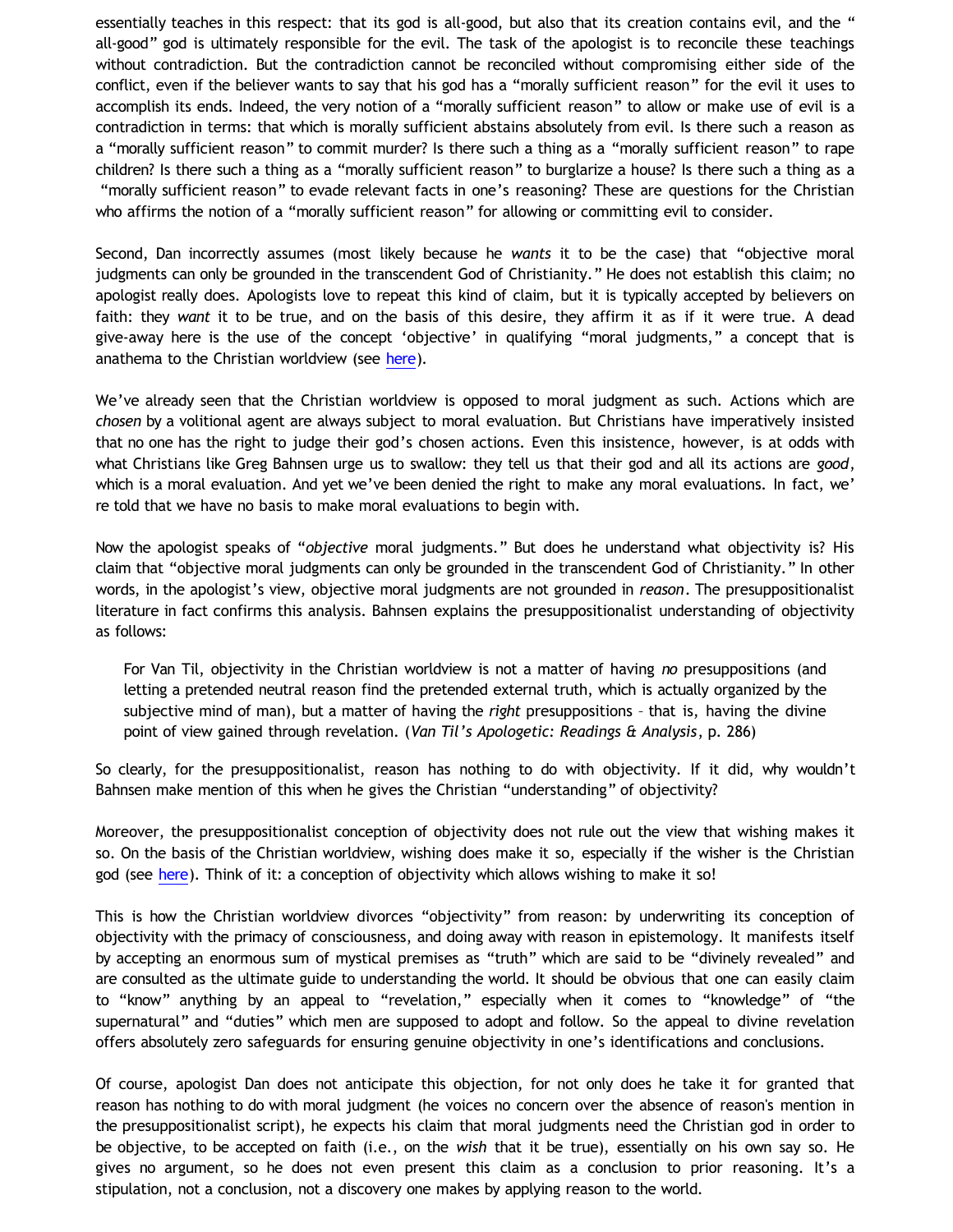essentially teaches in this respect: that its god is all-good, but also that its creation contains evil, and the "all-good" god is ultimately responsible for the evil. The task of the apologist is to reconcile these teachings without contradiction. But the contradiction cannot be reconciled without compromising either side of the conflict, even if the believer wants to say that his god has a "morally sufficient reason" for the evil it uses to accomplish its ends. Indeed, the very notion of a "morally sufficient reason" to allow or make use of evil is a contradiction in terms: that which is morally sufficient abstains absolutely from evil. Is there such a reason as a "morally sufficient reason" to commit murder? Is there such a thing as a "morally sufficient reason" to rape children? Is there such a thing as a "morally sufficient reason" to burglarize a house? Is there such a thing as a "morally sufficient reason" to evade relevant facts in one's reasoning? These are questions for the Christian who affirms the notion of a "morally sufficient reason" for allowing or committing evil to consider.

Second, Dan incorrectly assumes (most likely because he *wants* it to be the case) that "objective moral judgments can only be grounded in the transcendent God of Christianity." He does not establish this claim; no apologist really does. Apologists love to repeat this kind of claim, but it is typically accepted by believers on faith: they *want* it to be true, and on the basis of this desire, they affirm it as if it were true. A dead give-away here is the use of the concept 'objective' in qualifying "moral judgments," a concept that is anathema to the Christian worldview (see here).

We've already seen that the Christian worldview is opposed to moral judgment as such. Actions which are *chosen* by a volitional agent are always subject to moral evaluation. But Christians have imperatively insisted that no one has the right to judge their god's chosen actions. Even this insistence, however, is at odds with what Christians like Greg Bahnsen urge us to swallow: they tell us that their god and all its actions are *good*, which is a moral evaluation. And yet we've been denied the right to make any moral evaluations. In fact, we're told that we have no basis to make moral evaluations to begin with.

Now the apologist speaks of "*objective* moral judgments." But does he understand what objectivity is? His claim that "objective moral judgments can only be grounded in the transcendent God of Christianity." In other words, in the apologist's view, objective moral judgments are not grounded in *reason*. The presuppositionalist literature in fact confirms this analysis. Bahnsen explains the presuppositionalist understanding of objectivity as follows:

> For Van Til, objectivity in the Christian worldview is not a matter of having *no* presuppositions (and letting a pretended neutral reason find the pretended external truth, which is actually organized by the subjective mind of man), but a matter of having the *right* presuppositions – that is, having the divine point of view gained through revelation. (*Van Til's Apologetic: Readings & Analysis*, p. 286)

So clearly, for the presuppositionalist, reason has nothing to do with objectivity. If it did, why wouldn't Bahnsen make mention of this when he gives the Christian "understanding" of objectivity?

Moreover, the presuppositionalist conception of objectivity does not rule out the view that wishing makes it so. On the basis of the Christian worldview, wishing does make it so, especially if the wisher is the Christian god (see here). Think of it: a conception of objectivity which allows wishing to make it so!

This is how the Christian worldview divorces "objectivity" from reason: by underwriting its conception of objectivity with the primacy of consciousness, and doing away with reason in epistemology. It manifests itself by accepting an enormous sum of mystical premises as "truth" which are said to be "divinely revealed" and are consulted as the ultimate guide to understanding the world. It should be obvious that one can easily claim to "know" anything by an appeal to "revelation," especially when it comes to "knowledge" of "the supernatural" and "duties" which men are supposed to adopt and follow. So the appeal to divine revelation offers absolutely zero safeguards for ensuring genuine objectivity in one's identifications and conclusions.

Of course, apologist Dan does not anticipate this objection, for not only does he take it for granted that reason has nothing to do with moral judgment (he voices no concern over the absence of reason's mention in the presuppositionalist script), he expects his claim that moral judgments need the Christian god in order to be objective, to be accepted on faith (i.e., on the *wish* that it be true), essentially on his own say so. He gives no argument, so he does not even present this claim as a conclusion to prior reasoning. It's a stipulation, not a conclusion, not a discovery one makes by applying reason to the world.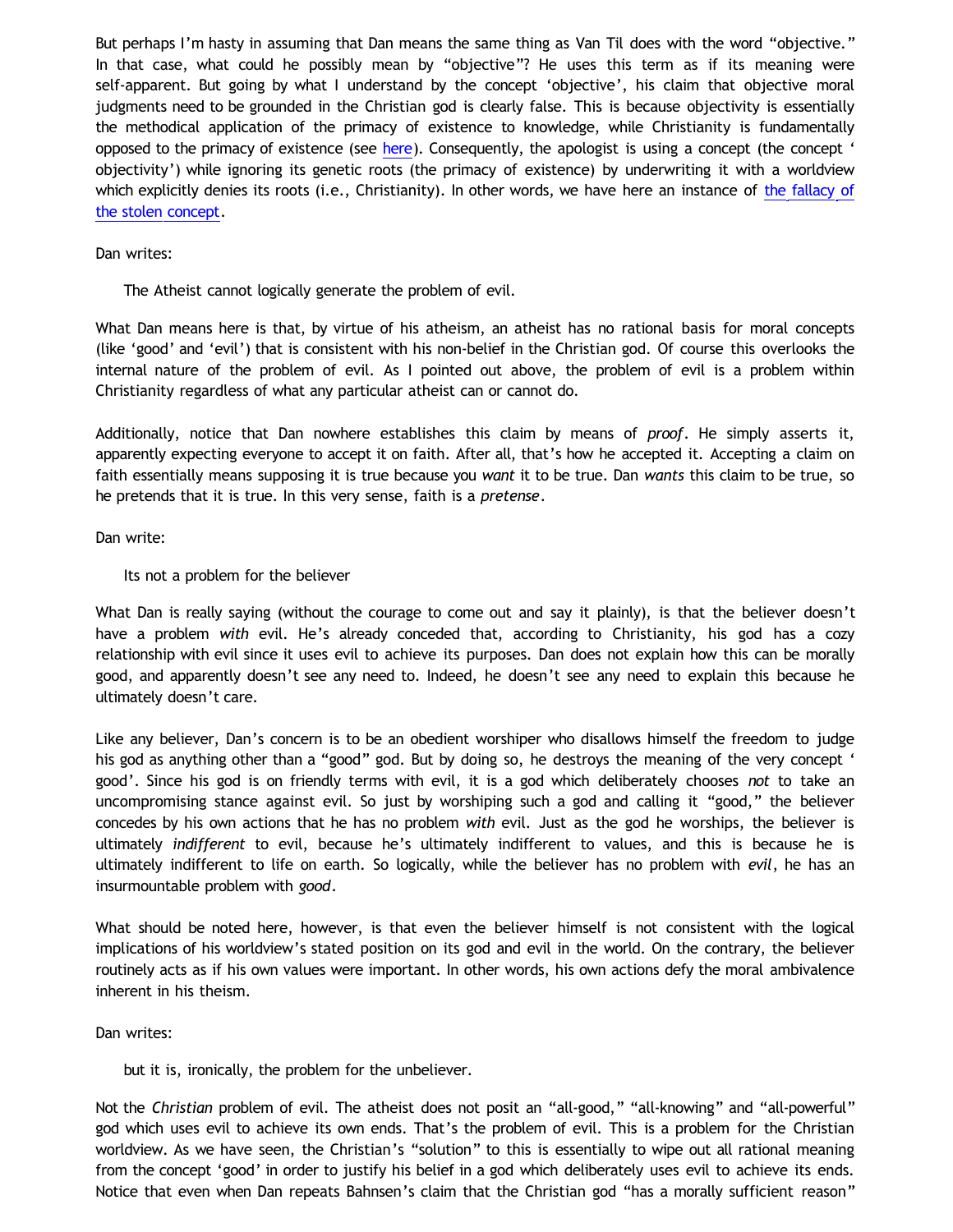But perhaps I'm hasty in assuming that Dan means the same thing as Van Til does with the word "objective." In that case, what could he possibly mean by "objective"? He uses this term as if its meaning were self-apparent. But going by what I understand by the concept 'objective', his claim that objective moral judgments need to be grounded in the Christian god is clearly false. This is because objectivity is essentially the methodical application of the primacy of existence to knowledge, while Christianity is fundamentally opposed to the primacy of existence (see here). Consequently, the apologist is using a concept (the concept 'objectivity') while ignoring its genetic roots (the primacy of existence) by underwriting it with a worldview which explicitly denies its roots (i.e., Christianity). In other words, we have here an instance of the fallacy of the stolen concept.

Dan writes:

> The Atheist cannot logically generate the problem of evil.

What Dan means here is that, by virtue of his atheism, an atheist has no rational basis for moral concepts (like 'good' and 'evil') that is consistent with his non-belief in the Christian god. Of course this overlooks the internal nature of the problem of evil. As I pointed out above, the problem of evil is a problem within Christianity regardless of what any particular atheist can or cannot do.

Additionally, notice that Dan nowhere establishes this claim by means of *proof*. He simply asserts it, apparently expecting everyone to accept it on faith. After all, that's how he accepted it. Accepting a claim on faith essentially means supposing it is true because you *want* it to be true. Dan *wants* this claim to be true, so he pretends that it is true. In this very sense, faith is a *pretense*.

Dan write:

> Its not a problem for the believer

What Dan is really saying (without the courage to come out and say it plainly), is that the believer doesn't have a problem *with* evil. He's already conceded that, according to Christianity, his god has a cozy relationship with evil since it uses evil to achieve its purposes. Dan does not explain how this can be morally good, and apparently doesn't see any need to. Indeed, he doesn't see any need to explain this because he ultimately doesn't care.

Like any believer, Dan's concern is to be an obedient worshiper who disallows himself the freedom to judge his god as anything other than a "good" god. But by doing so, he destroys the meaning of the very concept 'good'. Since his god is on friendly terms with evil, it is a god which deliberately chooses *not* to take an uncompromising stance against evil. So just by worshiping such a god and calling it "good," the believer concedes by his own actions that he has no problem *with* evil. Just as the god he worships, the believer is ultimately *indifferent* to evil, because he's ultimately indifferent to values, and this is because he is ultimately indifferent to life on earth. So logically, while the believer has no problem with *evil*, he has an insurmountable problem with *good*.

What should be noted here, however, is that even the believer himself is not consistent with the logical implications of his worldview's stated position on its god and evil in the world. On the contrary, the believer routinely acts as if his own values were important. In other words, his own actions defy the moral ambivalence inherent in his theism.

Dan writes:

> but it is, ironically, the problem for the unbeliever.

Not the *Christian* problem of evil. The atheist does not posit an "all-good," "all-knowing" and "all-powerful" god which uses evil to achieve its own ends. That's the problem of evil. This is a problem for the Christian worldview. As we have seen, the Christian's "solution" to this is essentially to wipe out all rational meaning from the concept 'good' in order to justify his belief in a god which deliberately uses evil to achieve its ends. Notice that even when Dan repeats Bahnsen's claim that the Christian god "has a morally sufficient reason"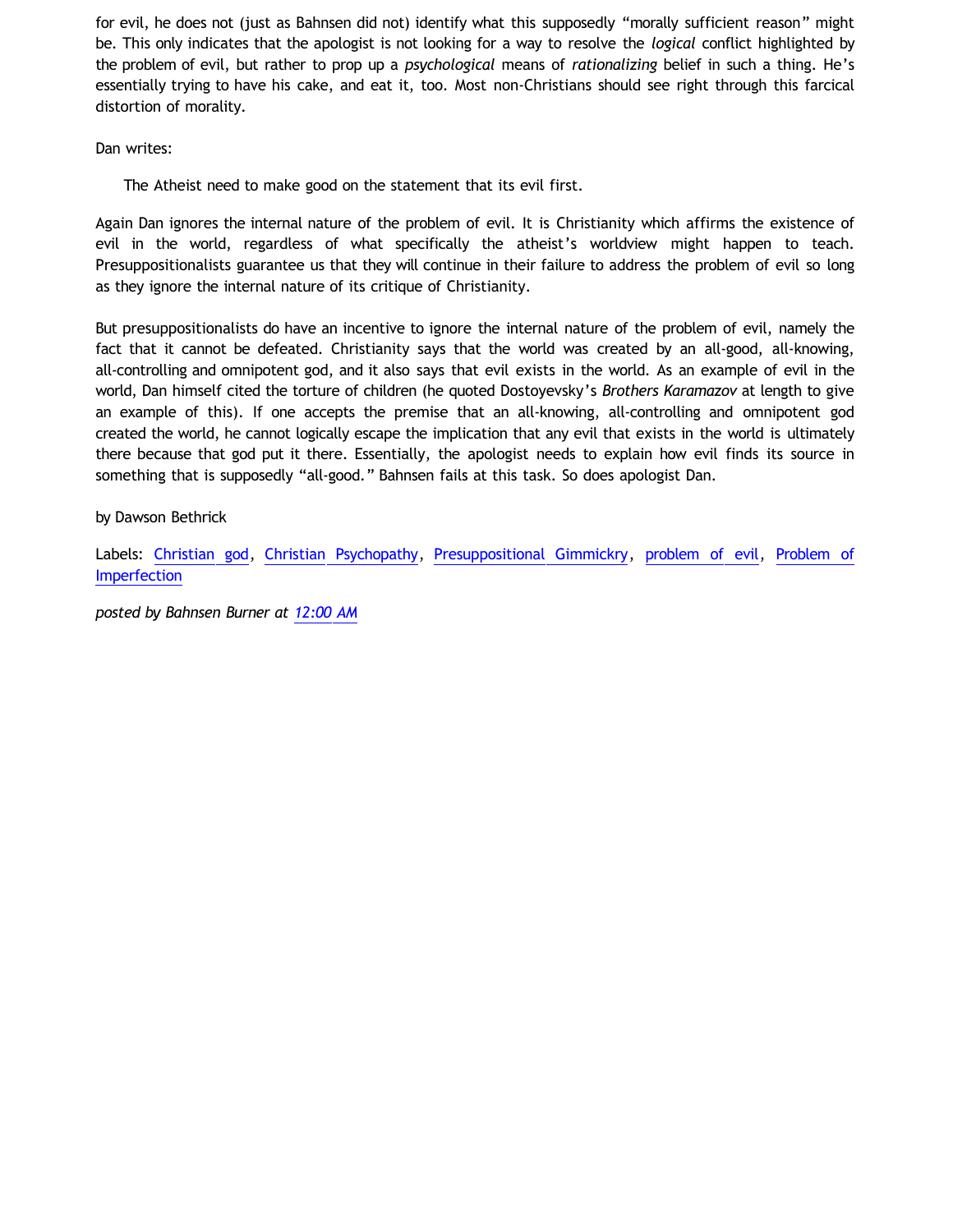for evil, he does not (just as Bahnsen did not) identify what this supposedly "morally sufficient reason" might be. This only indicates that the apologist is not looking for a way to resolve the *logical* conflict highlighted by the problem of evil, but rather to prop up a *psychological* means of *rationalizing* belief in such a thing. He's essentially trying to have his cake, and eat it, too. Most non-Christians should see right through this farcical distortion of morality.

Dan writes:

> The Atheist need to make good on the statement that its evil first.

Again Dan ignores the internal nature of the problem of evil. It is Christianity which affirms the existence of evil in the world, regardless of what specifically the atheist's worldview might happen to teach. Presuppositionalists guarantee us that they will continue in their failure to address the problem of evil so long as they ignore the internal nature of its critique of Christianity.

But presuppositionalists do have an incentive to ignore the internal nature of the problem of evil, namely the fact that it cannot be defeated. Christianity says that the world was created by an all-good, all-knowing, all-controlling and omnipotent god, and it also says that evil exists in the world. As an example of evil in the world, Dan himself cited the torture of children (he quoted Dostoyevsky's *Brothers Karamazov* at length to give an example of this). If one accepts the premise that an all-knowing, all-controlling and omnipotent god created the world, he cannot logically escape the implication that any evil that exists in the world is ultimately there because that god put it there. Essentially, the apologist needs to explain how evil finds its source in something that is supposedly "all-good." Bahnsen fails at this task. So does apologist Dan.

by Dawson Bethrick

Labels: Christian god, Christian Psychopathy, Presuppositional Gimmickry, problem of evil, Problem of Imperfection

*posted by Bahnsen Burner at 12:00 AM*